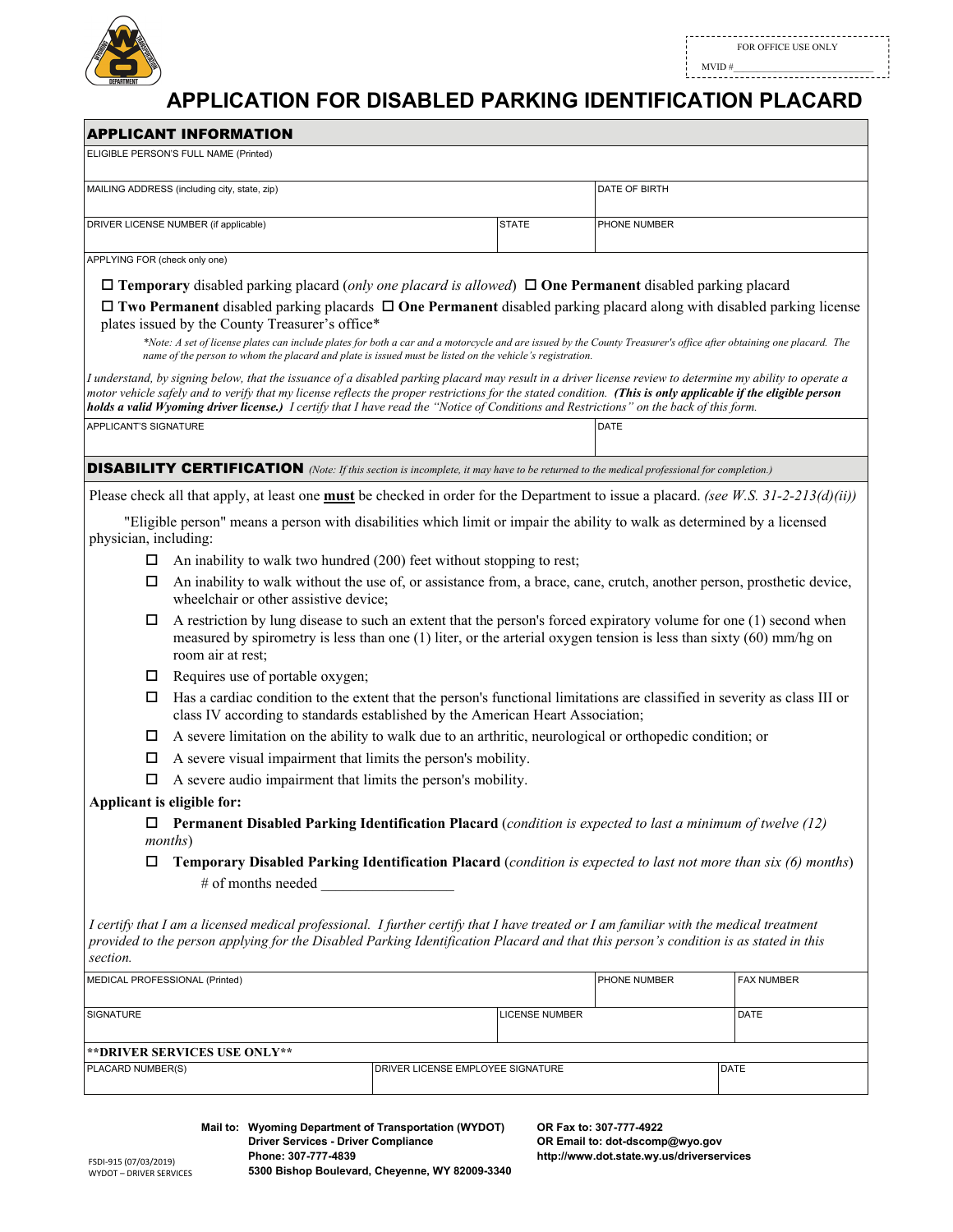FOR OFFICE USE ONLY

MVID # ____________________

# APPLICATION FOR DISABLED PARKING IDENTIFICATION PLACARD

## APPLICANT INFORMATION

| ELIGIBLE PERSON'S FULL NAME (Printed) | | |
|---|---|---|
| MAILING ADDRESS (including city, state, zip) | | DATE OF BIRTH |
| DRIVER LICENSE NUMBER (if applicable) | STATE | PHONE NUMBER |

APPLYING FOR (check only one)

☐ **Temporary** disabled parking placard (*only one placard is allowed*) ☐ **One Permanent** disabled parking placard

☐ **Two Permanent** disabled parking placards ☐ **One Permanent** disabled parking placard along with disabled parking license plates issued by the County Treasurer's office*

*\*Note: A set of license plates can include plates for both a car and a motorcycle and are issued by the County Treasurer's office after obtaining one placard. The name of the person to whom the placard and plate is issued must be listed on the vehicle's registration.*

*I understand, by signing below, that the issuance of a disabled parking placard may result in a driver license review to determine my ability to operate a motor vehicle safely and to verify that my license reflects the proper restrictions for the stated condition.* ***(This is only applicable if the eligible person holds a valid Wyoming driver license.)*** *I certify that I have read the "Notice of Conditions and Restrictions" on the back of this form.*

| APPLICANT'S SIGNATURE | DATE |
|---|---|

## DISABILITY CERTIFICATION *(Note: If this section is incomplete, it may have to be returned to the medical professional for completion.)*

Please check all that apply, at least one **must** be checked in order for the Department to issue a placard. *(see W.S. 31-2-213(d)(ii))*

"Eligible person" means a person with disabilities which limit or impair the ability to walk as determined by a licensed physician, including:

- ☐ An inability to walk two hundred (200) feet without stopping to rest;
- ☐ An inability to walk without the use of, or assistance from, a brace, cane, crutch, another person, prosthetic device, wheelchair or other assistive device;
- ☐ A restriction by lung disease to such an extent that the person's forced expiratory volume for one (1) second when measured by spirometry is less than one (1) liter, or the arterial oxygen tension is less than sixty (60) mm/hg on room air at rest;
- ☐ Requires use of portable oxygen;
- ☐ Has a cardiac condition to the extent that the person's functional limitations are classified in severity as class III or class IV according to standards established by the American Heart Association;
- ☐ A severe limitation on the ability to walk due to an arthritic, neurological or orthopedic condition; or
- ☐ A severe visual impairment that limits the person's mobility.
- ☐ A severe audio impairment that limits the person's mobility.

**Applicant is eligible for:**

- ☐ **Permanent Disabled Parking Identification Placard** (*condition is expected to last a minimum of twelve (12) months*)
- ☐ **Temporary Disabled Parking Identification Placard** (*condition is expected to last not more than six (6) months*)
  
  \# of months needed ____________

*I certify that I am a licensed medical professional. I further certify that I have treated or I am familiar with the medical treatment provided to the person applying for the Disabled Parking Identification Placard and that this person's condition is as stated in this section.*

| MEDICAL PROFESSIONAL (Printed) | | PHONE NUMBER | FAX NUMBER |
|---|---|---|---|
| SIGNATURE | LICENSE NUMBER | | DATE |

**\*\*DRIVER SERVICES USE ONLY\*\***

| PLACARD NUMBER(S) | DRIVER LICENSE EMPLOYEE SIGNATURE | DATE |
|---|---|---|

**Mail to: Wyoming Department of Transportation (WYDOT)**
**Driver Services - Driver Compliance**
**Phone: 307-777-4839**
**5300 Bishop Boulevard, Cheyenne, WY 82009-3340**

**OR Fax to: 307-777-4922**
**OR Email to: dot-dscomp@wyo.gov**
**http://www.dot.state.wy.us/driverservices**

FSDI-915 (07/03/2019)
WYDOT – DRIVER SERVICES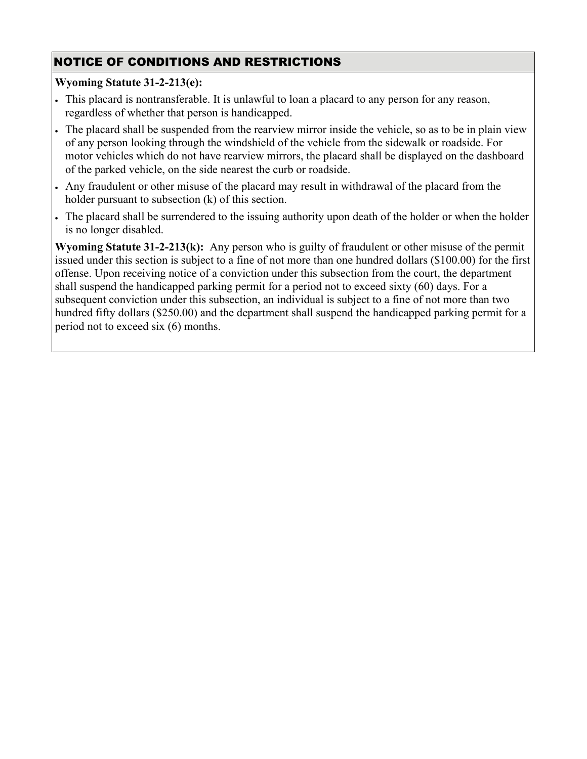## NOTICE OF CONDITIONS AND RESTRICTIONS

**Wyoming Statute 31-2-213(e):**

- This placard is nontransferable. It is unlawful to loan a placard to any person for any reason, regardless of whether that person is handicapped.
- The placard shall be suspended from the rearview mirror inside the vehicle, so as to be in plain view of any person looking through the windshield of the vehicle from the sidewalk or roadside. For motor vehicles which do not have rearview mirrors, the placard shall be displayed on the dashboard of the parked vehicle, on the side nearest the curb or roadside.
- Any fraudulent or other misuse of the placard may result in withdrawal of the placard from the holder pursuant to subsection (k) of this section.
- The placard shall be surrendered to the issuing authority upon death of the holder or when the holder is no longer disabled.

**Wyoming Statute 31-2-213(k):** Any person who is guilty of fraudulent or other misuse of the permit issued under this section is subject to a fine of not more than one hundred dollars ($100.00) for the first offense. Upon receiving notice of a conviction under this subsection from the court, the department shall suspend the handicapped parking permit for a period not to exceed sixty (60) days. For a subsequent conviction under this subsection, an individual is subject to a fine of not more than two hundred fifty dollars ($250.00) and the department shall suspend the handicapped parking permit for a period not to exceed six (6) months.